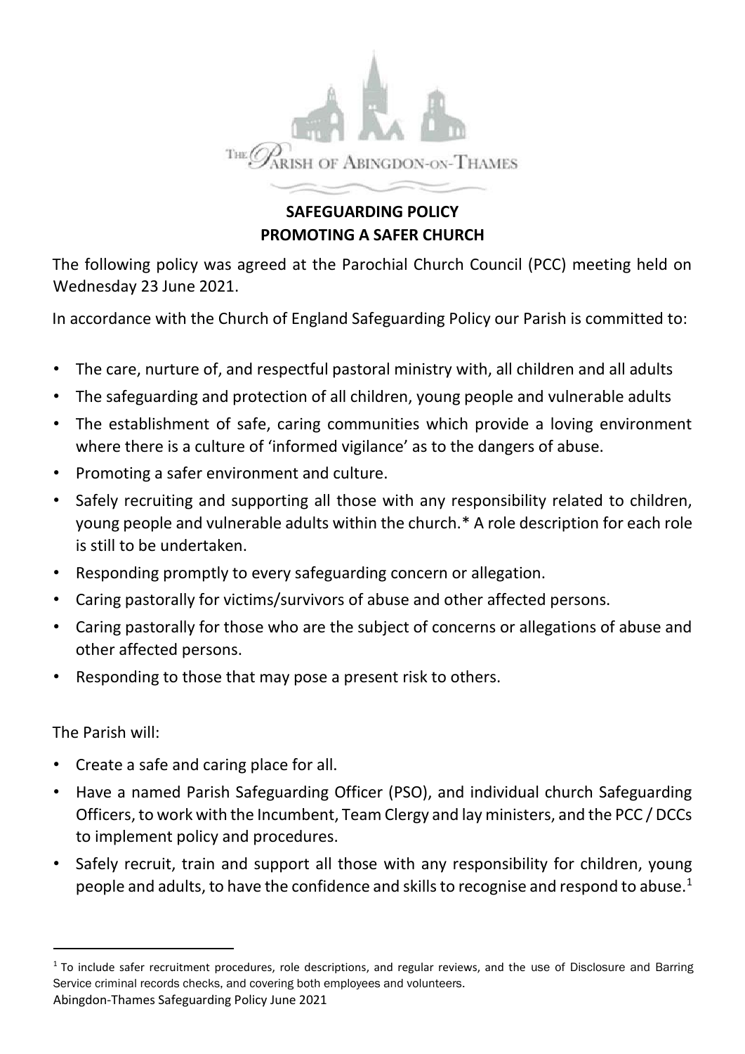THE PARISH OF ABINGDON-ON-THAMES

# SAFEGUARDING POLICY
## PROMOTING A SAFER CHURCH

The following policy was agreed at the Parochial Church Council (PCC) meeting held on Wednesday 23 June 2021.

In accordance with the Church of England Safeguarding Policy our Parish is committed to:

- The care, nurture of, and respectful pastoral ministry with, all children and all adults
- The safeguarding and protection of all children, young people and vulnerable adults
- The establishment of safe, caring communities which provide a loving environment where there is a culture of 'informed vigilance' as to the dangers of abuse.
- Promoting a safer environment and culture.
- Safely recruiting and supporting all those with any responsibility related to children, young people and vulnerable adults within the church.* A role description for each role is still to be undertaken.
- Responding promptly to every safeguarding concern or allegation.
- Caring pastorally for victims/survivors of abuse and other affected persons.
- Caring pastorally for those who are the subject of concerns or allegations of abuse and other affected persons.
- Responding to those that may pose a present risk to others.

The Parish will:

- Create a safe and caring place for all.
- Have a named Parish Safeguarding Officer (PSO), and individual church Safeguarding Officers, to work with the Incumbent, Team Clergy and lay ministers, and the PCC / DCCs to implement policy and procedures.
- Safely recruit, train and support all those with any responsibility for children, young people and adults, to have the confidence and skills to recognise and respond to abuse.[1]

---

[1] To include safer recruitment procedures, role descriptions, and regular reviews, and the use of Disclosure and Barring Service criminal records checks, and covering both employees and volunteers.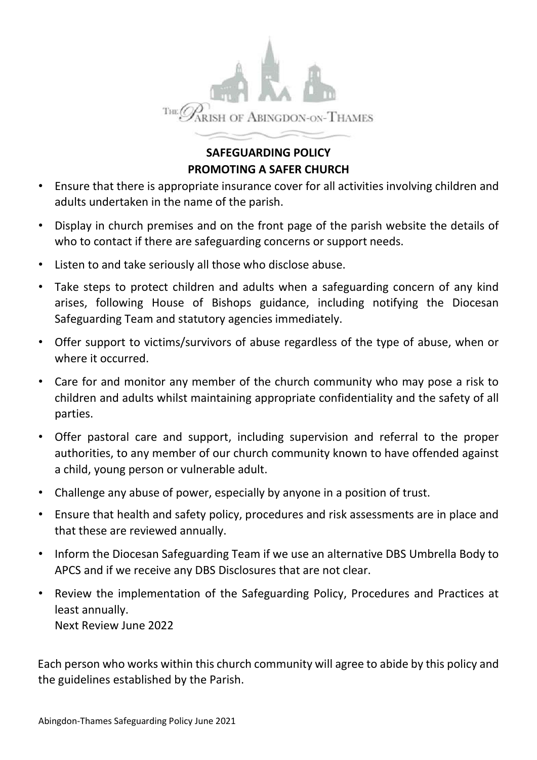THE PARISH OF ABINGDON-ON-THAMES

**SAFEGUARDING POLICY**
**PROMOTING A SAFER CHURCH**

- Ensure that there is appropriate insurance cover for all activities involving children and adults undertaken in the name of the parish.
- Display in church premises and on the front page of the parish website the details of who to contact if there are safeguarding concerns or support needs.
- Listen to and take seriously all those who disclose abuse.
- Take steps to protect children and adults when a safeguarding concern of any kind arises, following House of Bishops guidance, including notifying the Diocesan Safeguarding Team and statutory agencies immediately.
- Offer support to victims/survivors of abuse regardless of the type of abuse, when or where it occurred.
- Care for and monitor any member of the church community who may pose a risk to children and adults whilst maintaining appropriate confidentiality and the safety of all parties.
- Offer pastoral care and support, including supervision and referral to the proper authorities, to any member of our church community known to have offended against a child, young person or vulnerable adult.
- Challenge any abuse of power, especially by anyone in a position of trust.
- Ensure that health and safety policy, procedures and risk assessments are in place and that these are reviewed annually.
- Inform the Diocesan Safeguarding Team if we use an alternative DBS Umbrella Body to APCS and if we receive any DBS Disclosures that are not clear.
- Review the implementation of the Safeguarding Policy, Procedures and Practices at least annually.
  Next Review June 2022

Each person who works within this church community will agree to abide by this policy and the guidelines established by the Parish.